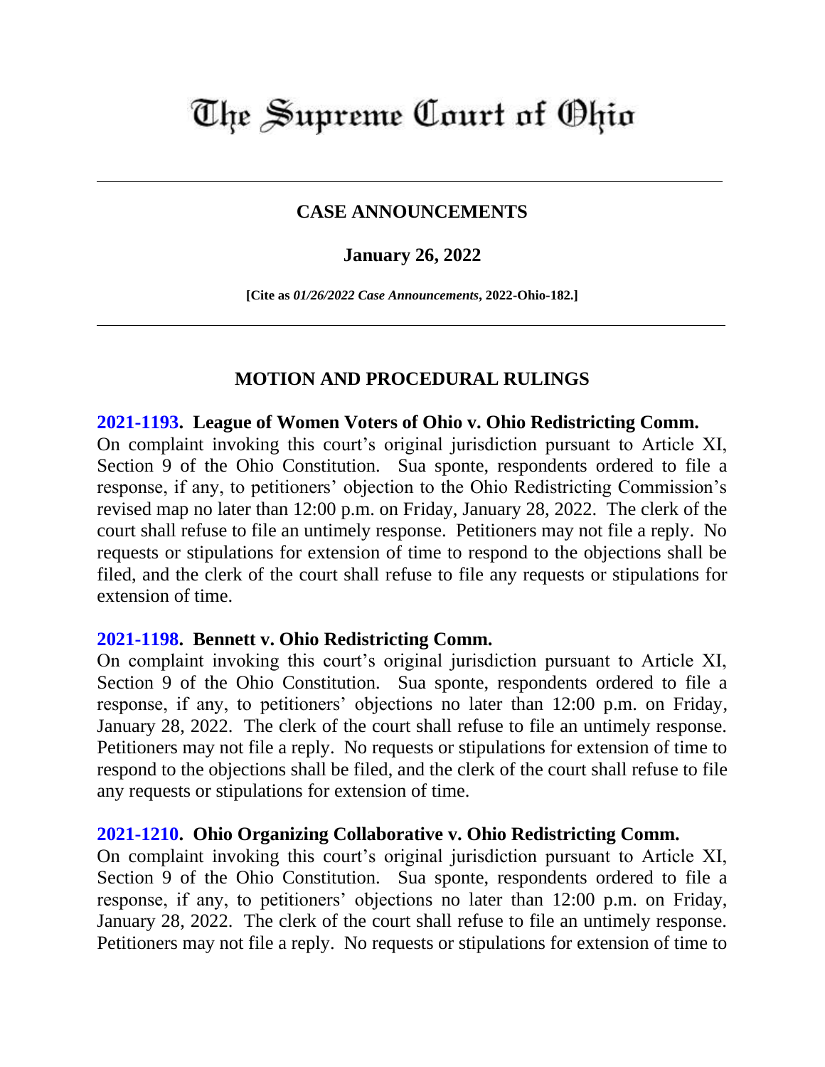# The Supreme Court of Ohio

---

## CASE ANNOUNCEMENTS

### January 26, 2022

**[Cite as *01/26/2022 Case Announcements*, 2022-Ohio-182.]**

---

## MOTION AND PROCEDURAL RULINGS

**2021-1193. League of Women Voters of Ohio v. Ohio Redistricting Comm.**
On complaint invoking this court's original jurisdiction pursuant to Article XI, Section 9 of the Ohio Constitution. Sua sponte, respondents ordered to file a response, if any, to petitioners' objection to the Ohio Redistricting Commission's revised map no later than 12:00 p.m. on Friday, January 28, 2022. The clerk of the court shall refuse to file an untimely response. Petitioners may not file a reply. No requests or stipulations for extension of time to respond to the objections shall be filed, and the clerk of the court shall refuse to file any requests or stipulations for extension of time.

**2021-1198. Bennett v. Ohio Redistricting Comm.**
On complaint invoking this court's original jurisdiction pursuant to Article XI, Section 9 of the Ohio Constitution. Sua sponte, respondents ordered to file a response, if any, to petitioners' objections no later than 12:00 p.m. on Friday, January 28, 2022. The clerk of the court shall refuse to file an untimely response. Petitioners may not file a reply. No requests or stipulations for extension of time to respond to the objections shall be filed, and the clerk of the court shall refuse to file any requests or stipulations for extension of time.

**2021-1210. Ohio Organizing Collaborative v. Ohio Redistricting Comm.**
On complaint invoking this court's original jurisdiction pursuant to Article XI, Section 9 of the Ohio Constitution. Sua sponte, respondents ordered to file a response, if any, to petitioners' objections no later than 12:00 p.m. on Friday, January 28, 2022. The clerk of the court shall refuse to file an untimely response. Petitioners may not file a reply. No requests or stipulations for extension of time to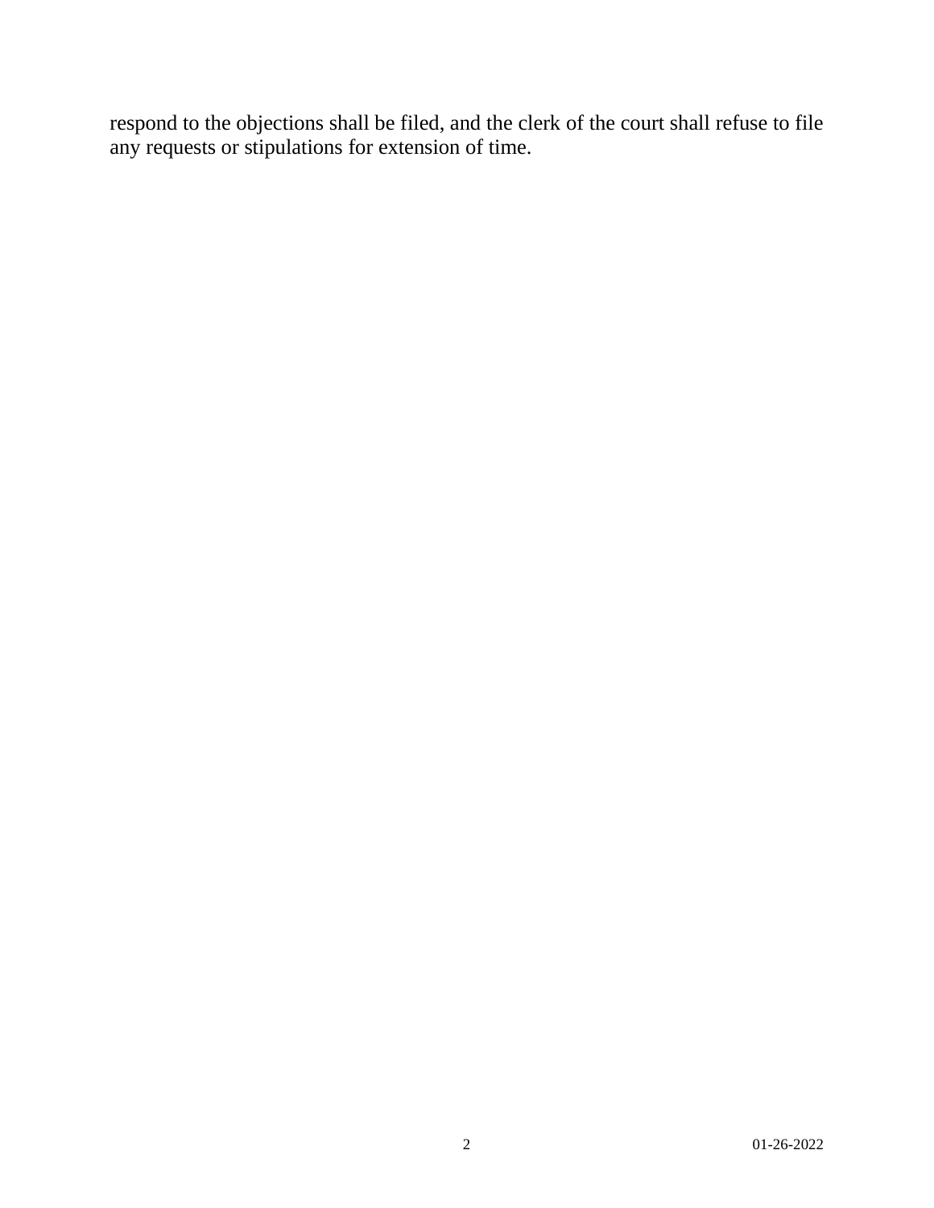respond to the objections shall be filed, and the clerk of the court shall refuse to file any requests or stipulations for extension of time.